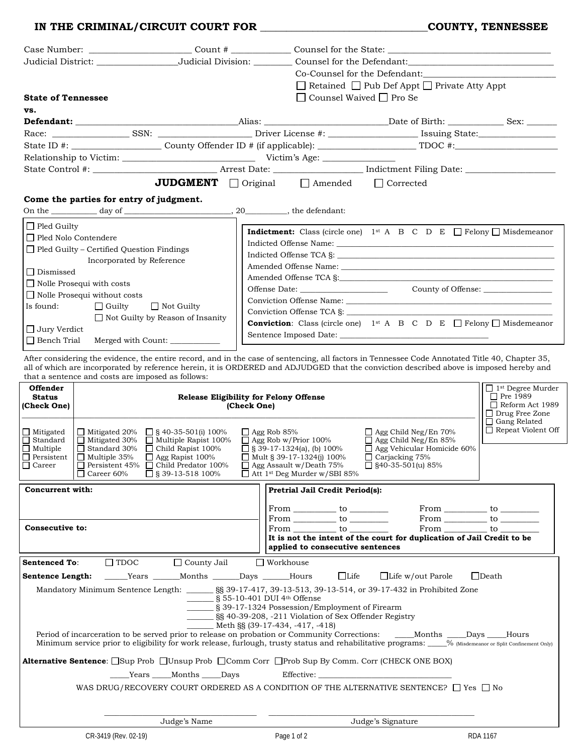# IN THE CRIMINAL/CIRCUIT COURT FOR ______________________________ COUNTY, TENNESSEE

Case Number: ______________________ Count # _____________ Counsel for the State: ____________________________________

Judicial District: _________________ Judicial Division: ________ Counsel for the Defendant: _______________________________

Co-Counsel for the Defendant: _______________________________

☐ Retained ☐ Pub Def Appt ☐ Private Atty Appt

**State of Tennessee** ☐ Counsel Waived ☐ Pro Se

**vs.**

**Defendant:** ____________________________________ Alias: ___________________________ Date of Birth: ____________ Sex: _______

Race: ________________ SSN: ____________________ Driver License #: ___________________ Issuing State: ________________

State ID #: ___________________ County Offender ID # (if applicable): _____________________ TDOC #: ______________________

Relationship to Victim: _____________________________ Victim's Age: _______________

State Control #: __________________________ Arrest Date: __________________ Indictment Filing Date: ___________________

**JUDGMENT** ☐ Original ☐ Amended ☐ Corrected

**Come the parties for entry of judgment.**

On the ___________ day of _________________________, 20__________, the defendant:

☐ Pled Guilty
☐ Pled Nolo Contendere
☐ Pled Guilty – Certified Question Findings Incorporated by Reference
☐ Dismissed
☐ Nolle Prosequi with costs
☐ Nolle Prosequi without costs
Is found: ☐ Guilty ☐ Not Guilty ☐ Not Guilty by Reason of Insanity
☐ Jury Verdict
☐ Bench Trial Merged with Count: ____________

**Indictment:** Class (circle one) 1st A B C D E ☐ Felony ☐ Misdemeanor
Indicted Offense Name: ________________________________________
Indicted Offense TCA §: ________________________________________
Amended Offense Name: ________________________________________
Amended Offense TCA §: ________________________________________
Offense Date: ____________________ County of Offense: ________________
Conviction Offense Name: ________________________________________
Conviction Offense TCA §: ________________________________________
**Conviction**: Class (circle one) 1st A B C D E ☐ Felony ☐ Misdemeanor
Sentence Imposed Date: ____________________________________

After considering the evidence, the entire record, and in the case of sentencing, all factors in Tennessee Code Annotated Title 40, Chapter 35, all of which are incorporated by reference herein, it is ORDERED and ADJUDGED that the conviction described above is imposed hereby and that a sentence and costs are imposed as follows:

| Offender Status (Check One) | Release Eligibility for Felony Offense (Check One) | | | | |
|---|---|---|---|---|---|
| ☐ Mitigated<br>☐ Standard<br>☐ Multiple<br>☐ Persistent<br>☐ Career | ☐ Mitigated 20%<br>☐ Mitigated 30%<br>☐ Standard 30%<br>☐ Multiple 35%<br>☐ Persistent 45%<br>☐ Career 60% | ☐ § 40-35-501(i) 100%<br>☐ Multiple Rapist 100%<br>☐ Child Rapist 100%<br>☐ Agg Rapist 100%<br>☐ Child Predator 100%<br>☐ § 39-13-518 100% | ☐ Agg Rob 85%<br>☐ Agg Rob w/Prior 100%<br>☐ § 39-17-1324(a), (b) 100%<br>☐ Mult § 39-17-1324(j) 100%<br>☐ Agg Assault w/Death 75%<br>☐ Att 1st Deg Murder w/SBI 85% | ☐ Agg Child Neg/En 70%<br>☐ Agg Child Neg/En 85%<br>☐ Agg Vehicular Homicide 60%<br>☐ Carjacking 75%<br>☐ §40-35-501(u) 85% | ☐ 1st Degree Murder<br>☐ Pre 1989<br>☐ Reform Act 1989<br>☐ Drug Free Zone<br>☐ Gang Related<br>☐ Repeat Violent Off |

**Concurrent with:**

**Consecutive to:**

**Pretrial Jail Credit Period(s):**

From _________ to _________ From _________ to _________
From _________ to _________ From _________ to _________
From _________ to _________ From _________ to _________

**It is not the intent of the court for duplication of Jail Credit to be applied to consecutive sentences**

**Sentenced To**: ☐ TDOC ☐ County Jail ☐ Workhouse

**Sentence Length:** ______Years ______Months ______Days ______Hours ☐Life ☐Life w/out Parole ☐Death

Mandatory Minimum Sentence Length: ______ §§ 39-17-417, 39-13-513, 39-13-514, or 39-17-432 in Prohibited Zone
______ § 55-10-401 DUI 4th Offense
______ § 39-17-1324 Possession/Employment of Firearm
______ §§ 40-39-208, -211 Violation of Sex Offender Registry
______ Meth §§ (39-17-434, -417, -418)

Period of incarceration to be served prior to release on probation or Community Corrections: _____Months _____Days _____Hours
Minimum service prior to eligibility for work release, furlough, trusty status and rehabilitative programs: _____% (Misdemeanor or Split Confinement Only)

**Alternative Sentence**: ☐Sup Prob ☐Unsup Prob ☐Comm Corr ☐Prob Sup By Comm. Corr (CHECK ONE BOX)

_____Years _____Months _____Days Effective: ________________________________

WAS DRUG/RECOVERY COURT ORDERED AS A CONDITION OF THE ALTERNATIVE SENTENCE? ☐ Yes ☐ No

________________________________ ______________________________________________
Judge's Name Judge's Signature

CR-3419 (Rev. 02-19) RDA 1167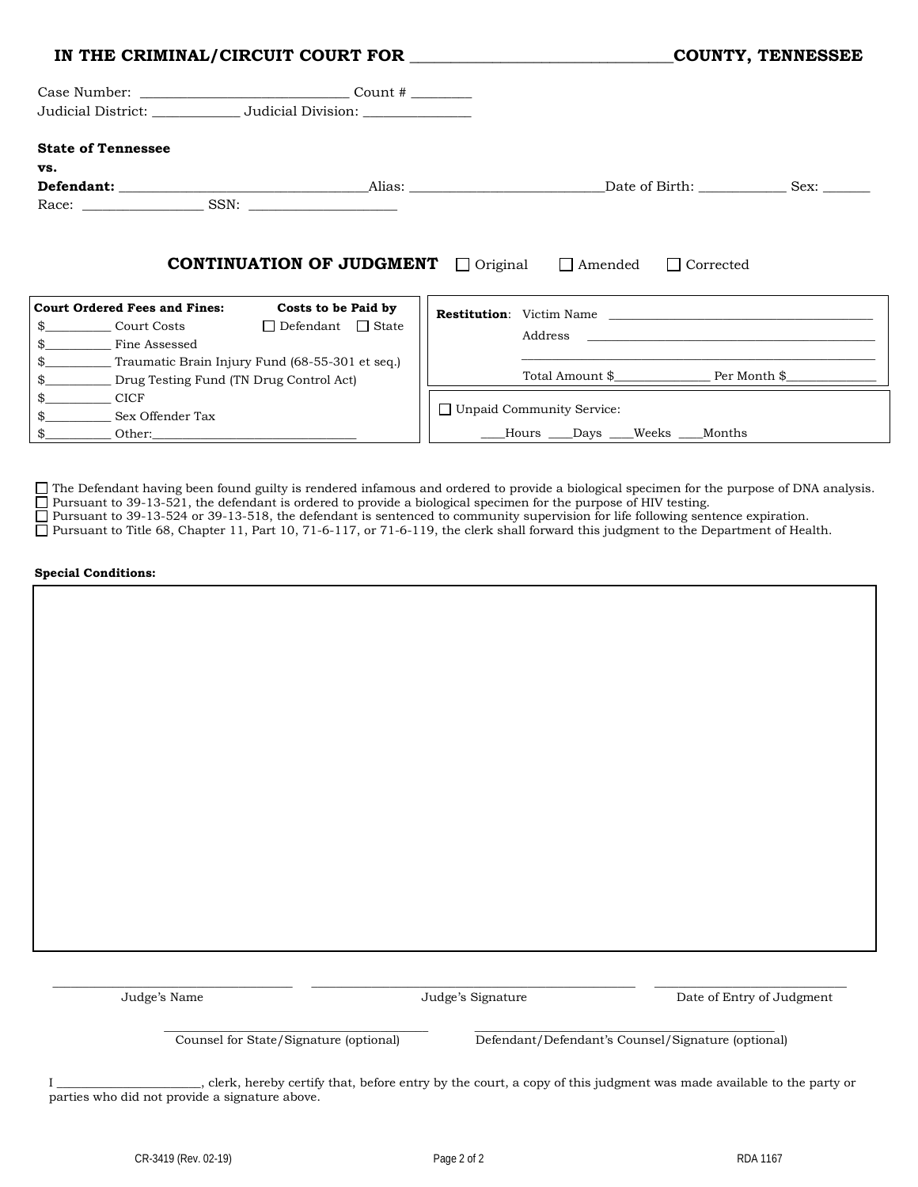# IN THE CRIMINAL/CIRCUIT COURT FOR ______________________________ COUNTY, TENNESSEE

Case Number: ____________________________ Count # ________
Judicial District: ____________ Judicial Division: ______________

**State of Tennessee**
**vs.**
**Defendant:** __________________________________ Alias: __________________________ Date of Birth: ____________ Sex: ______
Race: _________________ SSN: ____________________

## CONTINUATION OF JUDGMENT ☐ Original ☐ Amended ☐ Corrected

| **Court Ordered Fees and Fines:** | **Costs to be Paid by** |
|---|---|
| $__________ Court Costs | ☐ Defendant ☐ State |
| $__________ Fine Assessed | |
| $__________ Traumatic Brain Injury Fund (68-55-301 et seq.) | |
| $__________ Drug Testing Fund (TN Drug Control Act) | |
| $__________ CICF | |
| $__________ Sex Offender Tax | |
| $__________ Other:______________________________ | |

**Restitution**: Victim Name ________________________________________
Address ____________________________________________
____________________________________________
Total Amount $______________ Per Month $_____________

☐ Unpaid Community Service:
____Hours ____Days ____Weeks ____Months

☐ The Defendant having been found guilty is rendered infamous and ordered to provide a biological specimen for the purpose of DNA analysis.
☐ Pursuant to 39-13-521, the defendant is ordered to provide a biological specimen for the purpose of HIV testing.
☐ Pursuant to 39-13-524 or 39-13-518, the defendant is sentenced to community supervision for life following sentence expiration.
☐ Pursuant to Title 68, Chapter 11, Part 10, 71-6-117, or 71-6-119, the clerk shall forward this judgment to the Department of Health.

**Special Conditions:**

_____________________________ Judge's Name
_____________________________ Judge's Signature
_____________________________ Date of Entry of Judgment

_____________________________ Counsel for State/Signature (optional)
_____________________________ Defendant/Defendant's Counsel/Signature (optional)

I ______________________, clerk, hereby certify that, before entry by the court, a copy of this judgment was made available to the party or parties who did not provide a signature above.

CR-3419 (Rev. 02-19) RDA 1167